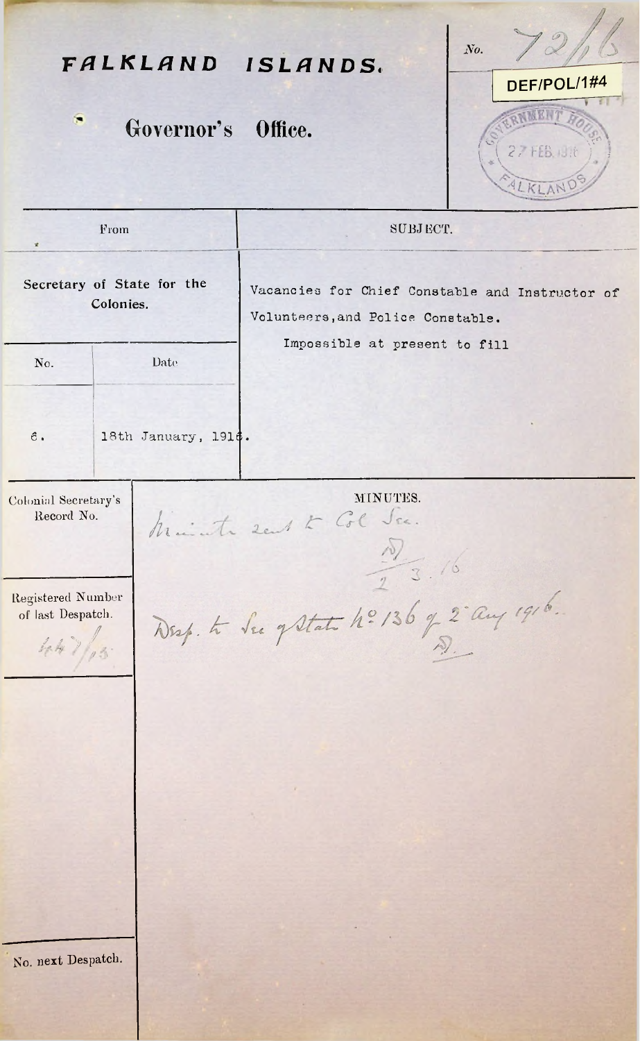# FALKLAND ISLANDS.

## Governor's Office.

No. 72/16

DEF/POL/1#4

GOVERNMENT HOUSE 27 FEB 1916 FALKLANDS

| From | | SUBJECT. |
|---|---|---|
| Secretary of State for the Colonies. | | Vacancies for Chief Constable and Instructor of Volunteers, and Police Constable. |
| No. | Date | Impossible at present to fill |
| 6. | 18th January, 1916. | |

| Colonial Secretary's Record No. | MINUTES. |
|---|---|
| | Minute sent to Col. Sec. D. 2.3.16 |
| Registered Number of last Despatch. 647/15 | Desp. to Sec of State No. 136 of 2 Aug 1916. D. |
| No. next Despatch. | |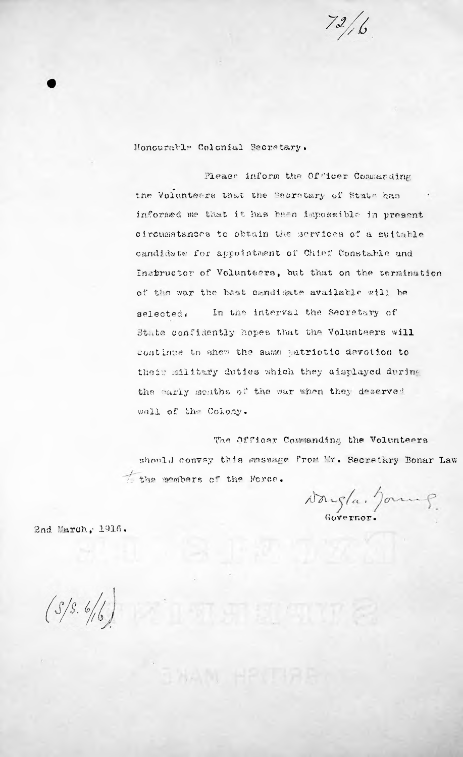72/6

Honourable Colonial Secretary.

Please inform the Officer Commanding the Volunteers that the Secretary of State has informed me that it has been impossible in present circumstances to obtain the services of a suitable candidate for appointment of Chief Constable and Instructor of Volunteers, but that on the termination of the war the best candidate available will be selected. In the interval the Secretary of State confidently hopes that the Volunteers will continue to shew the same patriotic devotion to their military duties which they displayed during the early months of the war when they deserved well of the Colony.

The Officer Commanding the Volunteers should convey this message from Mr. Secretary Bonar Law to the members of the Force.

Douglas Young
Governor.

2nd March, 1916.

(S/S. 6/16)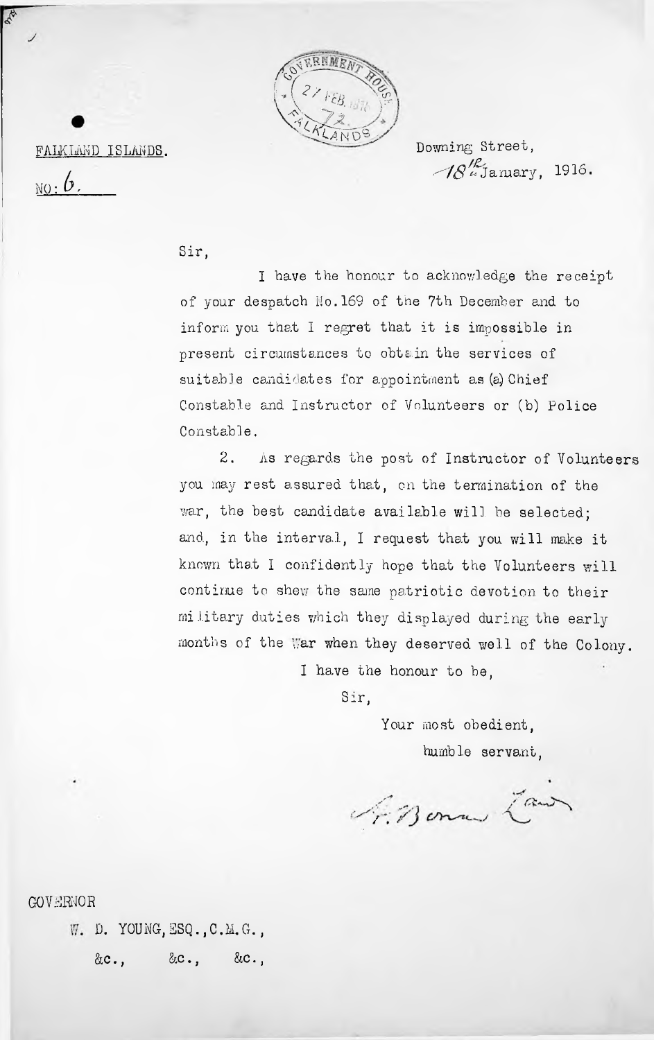GOVERNMENT HOUSE
27 FEB. 1916
72
FALKLANDS

FALKLAND ISLANDS.

NO: 6.

Downing Street,
18th January, 1916.

Sir,

I have the honour to acknowledge the receipt of your despatch No.169 of the 7th December and to inform you that I regret that it is impossible in present circumstances to obtain the services of suitable candidates for appointment as (a) Chief Constable and Instructor of Volunteers or (b) Police Constable.

2. As regards the post of Instructor of Volunteers you may rest assured that, on the termination of the war, the best candidate available will be selected; and, in the interval, I request that you will make it known that I confidently hope that the Volunteers will continue to shew the same patriotic devotion to their military duties which they displayed during the early months of the War when they deserved well of the Colony.

I have the honour to be,

Sir,

Your most obedient,

humble servant,

A. Bonar Law

GOVERNOR

W. D. YOUNG, ESQ., C.M.G.,

&c., &c., &c.,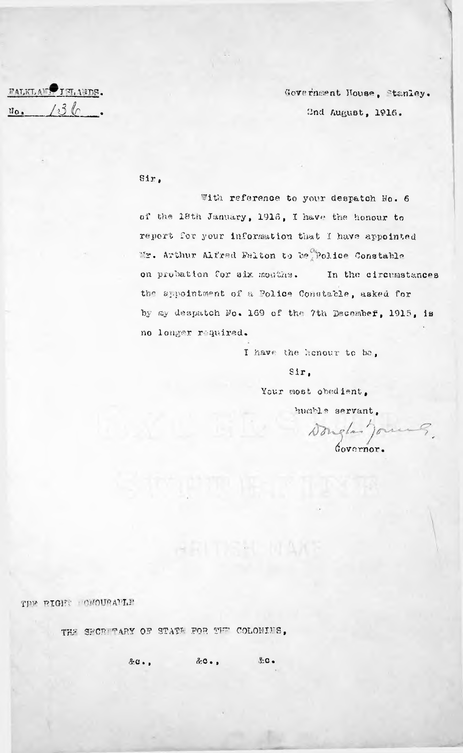FALKLAND ISLANDS.
No. 136.

Government House, Stanley.
2nd August, 1916.

Sir,

With reference to your despatch No. 6 of the 18th January, 1916, I have the honour to report for your information that I have appointed Mr. Arthur Alfred Felton to be a Police Constable on probation for six months. In the circumstances the appointment of a Police Constable, asked for by my despatch No. 169 of the 7th December, 1915, is no longer required.

I have the honour to be,

Sir,

Your most obedient,

humble servant,

Douglas Young.

Governor.

THE RIGHT HONOURABLE

THE SECRETARY OF STATE FOR THE COLONIES,

&c., &c., &c.